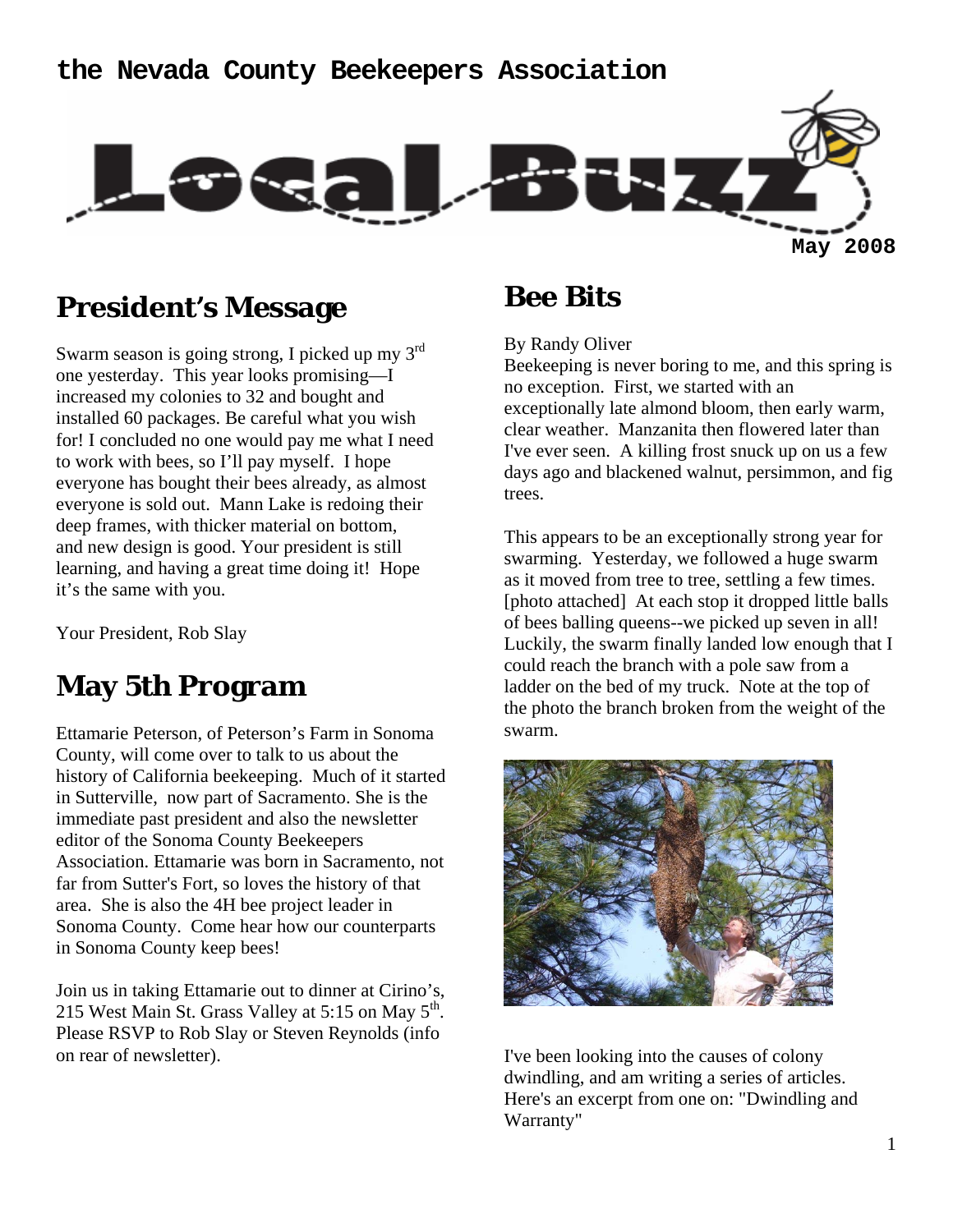the Nevada County Beekeepers Association

# Local Buzz

May 2008

## President's Message

Swarm season is going strong, I picked up my 3rd one yesterday. This year looks promising—I increased my colonies to 32 and bought and installed 60 packages. Be careful what you wish for! I concluded no one would pay me what I need to work with bees, so I'll pay myself. I hope everyone has bought their bees already, as almost everyone is sold out. Mann Lake is redoing their deep frames, with thicker material on bottom, and new design is good. Your president is still learning, and having a great time doing it! Hope it's the same with you.

Your President, Rob Slay

## May 5th Program

Ettamarie Peterson, of Peterson's Farm in Sonoma County, will come over to talk to us about the history of California beekeeping. Much of it started in Sutterville, now part of Sacramento. She is the immediate past president and also the newsletter editor of the Sonoma County Beekeepers Association. Ettamarie was born in Sacramento, not far from Sutter's Fort, so loves the history of that area. She is also the 4H bee project leader in Sonoma County. Come hear how our counterparts in Sonoma County keep bees!

Join us in taking Ettamarie out to dinner at Cirino's, 215 West Main St. Grass Valley at 5:15 on May 5th. Please RSVP to Rob Slay or Steven Reynolds (info on rear of newsletter).

## Bee Bits

By Randy Oliver

Beekeeping is never boring to me, and this spring is no exception. First, we started with an exceptionally late almond bloom, then early warm, clear weather. Manzanita then flowered later than I've ever seen. A killing frost snuck up on us a few days ago and blackened walnut, persimmon, and fig trees.

This appears to be an exceptionally strong year for swarming. Yesterday, we followed a huge swarm as it moved from tree to tree, settling a few times. [photo attached] At each stop it dropped little balls of bees balling queens--we picked up seven in all! Luckily, the swarm finally landed low enough that I could reach the branch with a pole saw from a ladder on the bed of my truck. Note at the top of the photo the branch broken from the weight of the swarm.

I've been looking into the causes of colony dwindling, and am writing a series of articles. Here's an excerpt from one on: "Dwindling and Warranty"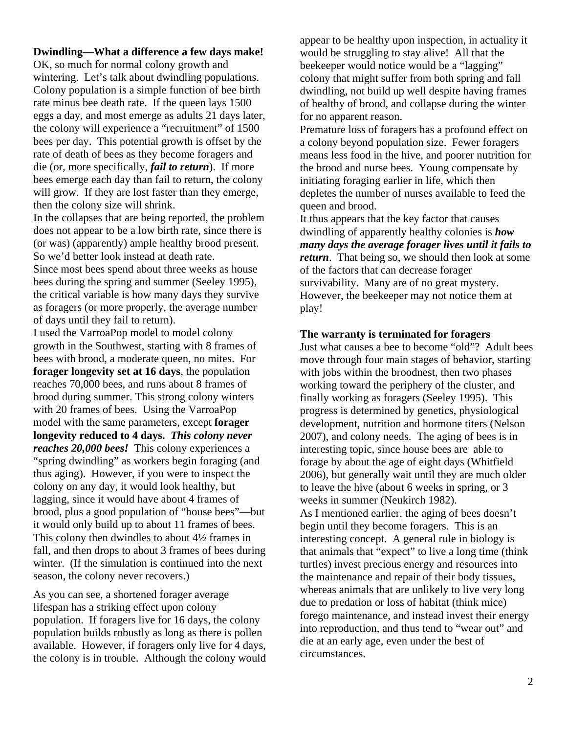**Dwindling—What a difference a few days make!**

OK, so much for normal colony growth and wintering. Let's talk about dwindling populations. Colony population is a simple function of bee birth rate minus bee death rate. If the queen lays 1500 eggs a day, and most emerge as adults 21 days later, the colony will experience a "recruitment" of 1500 bees per day. This potential growth is offset by the rate of death of bees as they become foragers and die (or, more specifically, ***fail to return***). If more bees emerge each day than fail to return, the colony will grow. If they are lost faster than they emerge, then the colony size will shrink.

In the collapses that are being reported, the problem does not appear to be a low birth rate, since there is (or was) (apparently) ample healthy brood present. So we'd better look instead at death rate.

Since most bees spend about three weeks as house bees during the spring and summer (Seeley 1995), the critical variable is how many days they survive as foragers (or more properly, the average number of days until they fail to return).

I used the VarroaPop model to model colony growth in the Southwest, starting with 8 frames of bees with brood, a moderate queen, no mites. For **forager longevity set at 16 days**, the population reaches 70,000 bees, and runs about 8 frames of brood during summer. This strong colony winters with 20 frames of bees. Using the VarroaPop model with the same parameters, except **forager longevity reduced to 4 days.** ***This colony never reaches 20,000 bees!*** This colony experiences a "spring dwindling" as workers begin foraging (and thus aging). However, if you were to inspect the colony on any day, it would look healthy, but lagging, since it would have about 4 frames of brood, plus a good population of "house bees"—but it would only build up to about 11 frames of bees. This colony then dwindles to about 4½ frames in fall, and then drops to about 3 frames of bees during winter. (If the simulation is continued into the next season, the colony never recovers.)

As you can see, a shortened forager average lifespan has a striking effect upon colony population. If foragers live for 16 days, the colony population builds robustly as long as there is pollen available. However, if foragers only live for 4 days, the colony is in trouble. Although the colony would appear to be healthy upon inspection, in actuality it would be struggling to stay alive! All that the beekeeper would notice would be a "lagging" colony that might suffer from both spring and fall dwindling, not build up well despite having frames of healthy of brood, and collapse during the winter for no apparent reason.

Premature loss of foragers has a profound effect on a colony beyond population size. Fewer foragers means less food in the hive, and poorer nutrition for the brood and nurse bees. Young compensate by initiating foraging earlier in life, which then depletes the number of nurses available to feed the queen and brood.

It thus appears that the key factor that causes dwindling of apparently healthy colonies is ***how many days the average forager lives until it fails to return***. That being so, we should then look at some of the factors that can decrease forager survivability. Many are of no great mystery. However, the beekeeper may not notice them at play!

**The warranty is terminated for foragers**

Just what causes a bee to become "old"? Adult bees move through four main stages of behavior, starting with jobs within the broodnest, then two phases working toward the periphery of the cluster, and finally working as foragers (Seeley 1995). This progress is determined by genetics, physiological development, nutrition and hormone titers (Nelson 2007), and colony needs. The aging of bees is in interesting topic, since house bees are able to forage by about the age of eight days (Whitfield 2006), but generally wait until they are much older to leave the hive (about 6 weeks in spring, or 3 weeks in summer (Neukirch 1982).

As I mentioned earlier, the aging of bees doesn't begin until they become foragers. This is an interesting concept. A general rule in biology is that animals that "expect" to live a long time (think turtles) invest precious energy and resources into the maintenance and repair of their body tissues, whereas animals that are unlikely to live very long due to predation or loss of habitat (think mice) forego maintenance, and instead invest their energy into reproduction, and thus tend to "wear out" and die at an early age, even under the best of circumstances.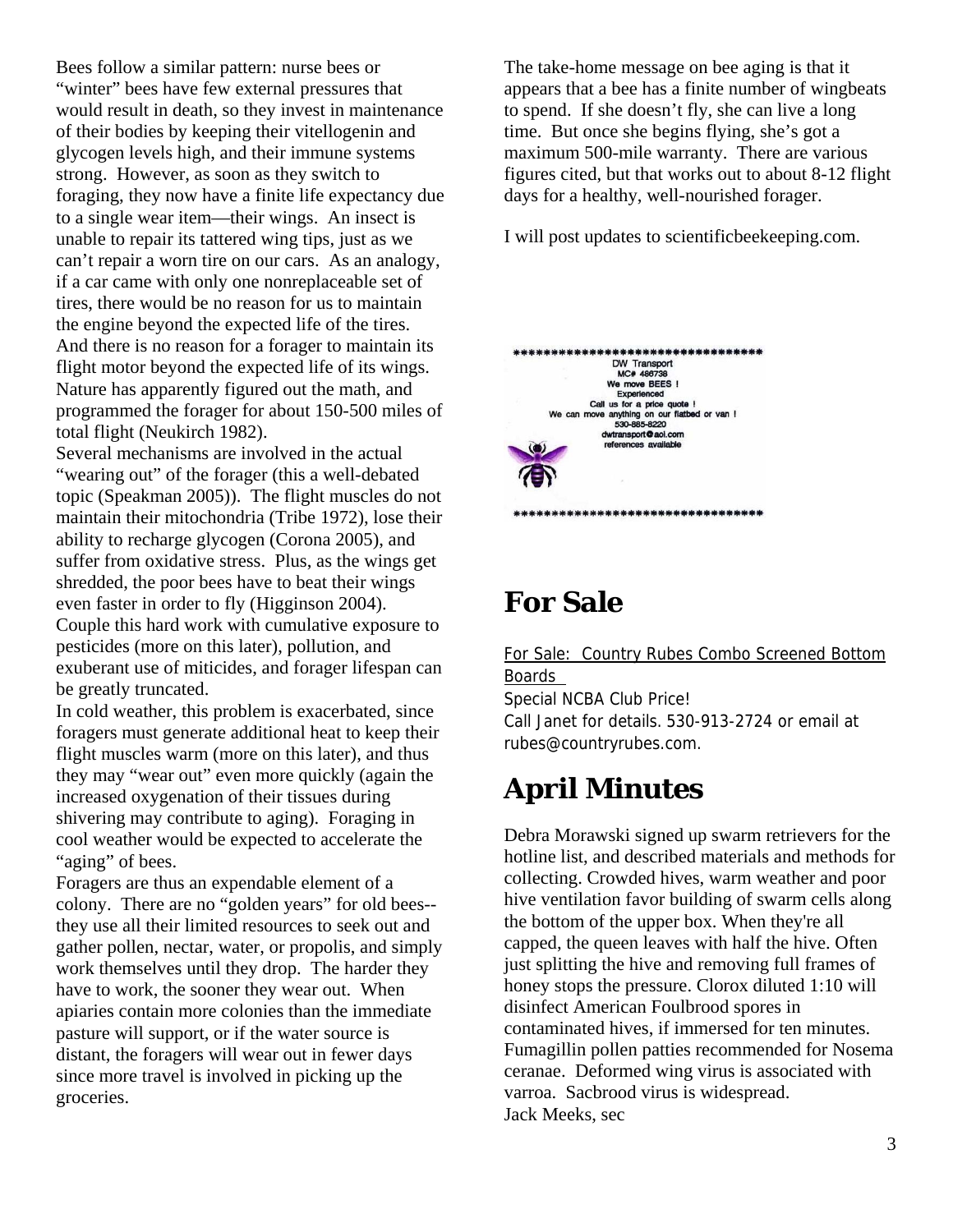Bees follow a similar pattern: nurse bees or "winter" bees have few external pressures that would result in death, so they invest in maintenance of their bodies by keeping their vitellogenin and glycogen levels high, and their immune systems strong. However, as soon as they switch to foraging, they now have a finite life expectancy due to a single wear item—their wings. An insect is unable to repair its tattered wing tips, just as we can't repair a worn tire on our cars. As an analogy, if a car came with only one nonreplaceable set of tires, there would be no reason for us to maintain the engine beyond the expected life of the tires. And there is no reason for a forager to maintain its flight motor beyond the expected life of its wings. Nature has apparently figured out the math, and programmed the forager for about 150-500 miles of total flight (Neukirch 1982).

Several mechanisms are involved in the actual "wearing out" of the forager (this a well-debated topic (Speakman 2005)). The flight muscles do not maintain their mitochondria (Tribe 1972), lose their ability to recharge glycogen (Corona 2005), and suffer from oxidative stress. Plus, as the wings get shredded, the poor bees have to beat their wings even faster in order to fly (Higginson 2004). Couple this hard work with cumulative exposure to pesticides (more on this later), pollution, and exuberant use of miticides, and forager lifespan can be greatly truncated.

In cold weather, this problem is exacerbated, since foragers must generate additional heat to keep their flight muscles warm (more on this later), and thus they may "wear out" even more quickly (again the increased oxygenation of their tissues during shivering may contribute to aging). Foraging in cool weather would be expected to accelerate the "aging" of bees.

Foragers are thus an expendable element of a colony. There are no "golden years" for old bees--they use all their limited resources to seek out and gather pollen, nectar, water, or propolis, and simply work themselves until they drop. The harder they have to work, the sooner they wear out. When apiaries contain more colonies than the immediate pasture will support, or if the water source is distant, the foragers will wear out in fewer days since more travel is involved in picking up the groceries.

The take-home message on bee aging is that it appears that a bee has a finite number of wingbeats to spend. If she doesn't fly, she can live a long time. But once she begins flying, she's got a maximum 500-mile warranty. There are various figures cited, but that works out to about 8-12 flight days for a healthy, well-nourished forager.

I will post updates to scientificbeekeeping.com.

***********************************

DW Transport
MC# 486738
We move BEES !
Experienced
Call us for a price quote !
We can move anything on our flatbed or van !
530-885-8220
dwtransport@aol.com
references available

***********************************

## For Sale

For Sale: Country Rubes Combo Screened Bottom Boards
Special NCBA Club Price!
Call Janet for details. 530-913-2724 or email at rubes@countryrubes.com.

## April Minutes

Debra Morawski signed up swarm retrievers for the hotline list, and described materials and methods for collecting. Crowded hives, warm weather and poor hive ventilation favor building of swarm cells along the bottom of the upper box. When they're all capped, the queen leaves with half the hive. Often just splitting the hive and removing full frames of honey stops the pressure. Clorox diluted 1:10 will disinfect American Foulbrood spores in contaminated hives, if immersed for ten minutes. Fumagillin pollen patties recommended for Nosema ceranae. Deformed wing virus is associated with varroa. Sacbrood virus is widespread.
Jack Meeks, sec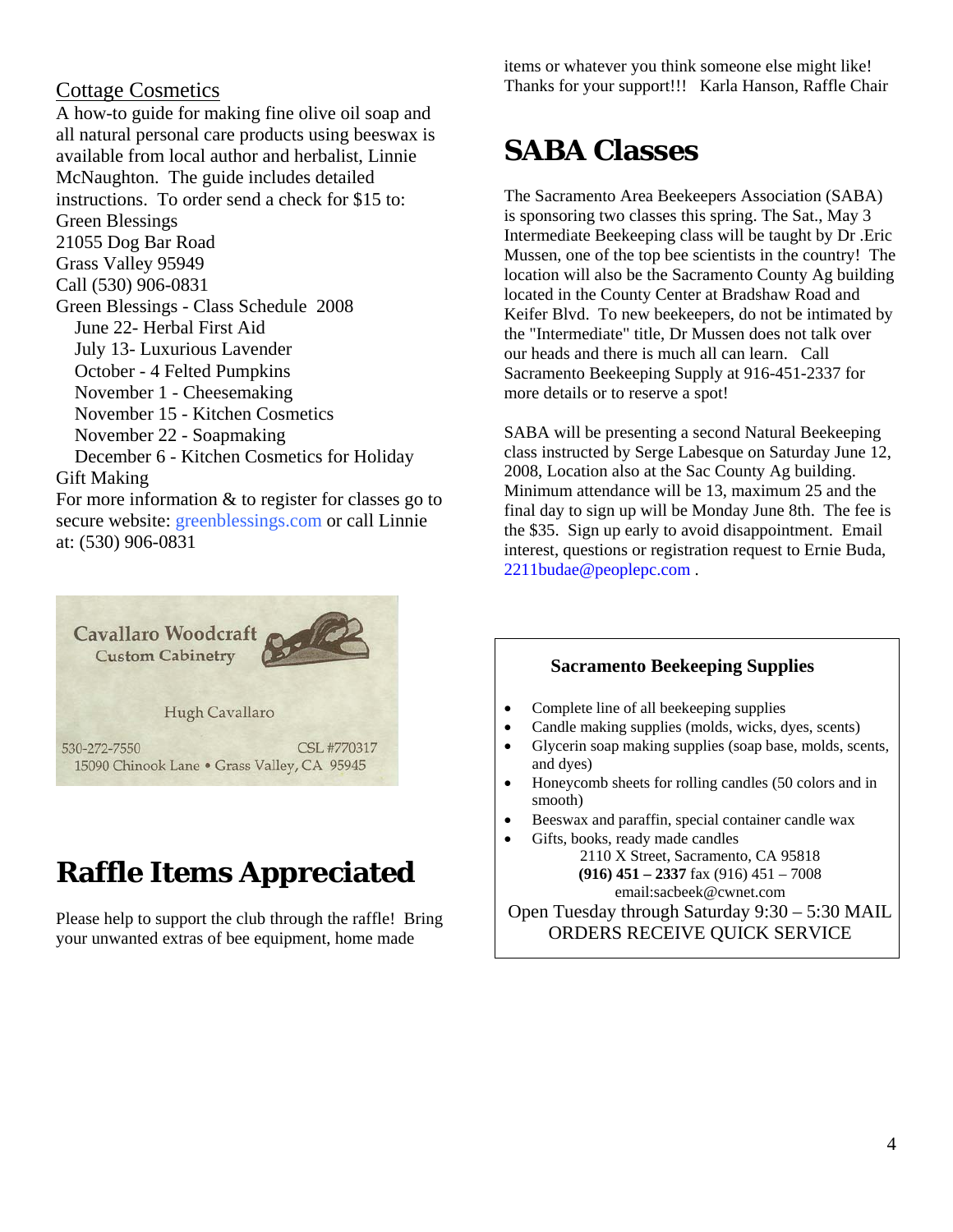## Cottage Cosmetics

A how-to guide for making fine olive oil soap and all natural personal care products using beeswax is available from local author and herbalist, Linnie McNaughton. The guide includes detailed instructions. To order send a check for $15 to:

Green Blessings
21055 Dog Bar Road
Grass Valley 95949
Call (530) 906-0831

Green Blessings - Class Schedule 2008

- June 22- Herbal First Aid
- July 13- Luxurious Lavender
- October - 4 Felted Pumpkins
- November 1 - Cheesemaking
- November 15 - Kitchen Cosmetics
- November 22 - Soapmaking
- December 6 - Kitchen Cosmetics for Holiday Gift Making

For more information & to register for classes go to secure website: greenblessings.com or call Linnie at: (530) 906-0831

Cavallaro Woodcraft
Custom Cabinetry

Hugh Cavallaro

530-272-7550 CSL #770317
15090 Chinook Lane • Grass Valley, CA 95945

# Raffle Items Appreciated

Please help to support the club through the raffle! Bring your unwanted extras of bee equipment, home made items or whatever you think someone else might like! Thanks for your support!!! Karla Hanson, Raffle Chair

# SABA Classes

The Sacramento Area Beekeepers Association (SABA) is sponsoring two classes this spring. The Sat., May 3 Intermediate Beekeeping class will be taught by Dr .Eric Mussen, one of the top bee scientists in the country! The location will also be the Sacramento County Ag building located in the County Center at Bradshaw Road and Keifer Blvd. To new beekeepers, do not be intimated by the "Intermediate" title, Dr Mussen does not talk over our heads and there is much all can learn. Call Sacramento Beekeeping Supply at 916-451-2337 for more details or to reserve a spot!

SABA will be presenting a second Natural Beekeeping class instructed by Serge Labesque on Saturday June 12, 2008, Location also at the Sac County Ag building. Minimum attendance will be 13, maximum 25 and the final day to sign up will be Monday June 8th. The fee is the $35. Sign up early to avoid disappointment. Email interest, questions or registration request to Ernie Buda, 2211budae@peoplepc.com .

**Sacramento Beekeeping Supplies**

- Complete line of all beekeeping supplies
- Candle making supplies (molds, wicks, dyes, scents)
- Glycerin soap making supplies (soap base, molds, scents, and dyes)
- Honeycomb sheets for rolling candles (50 colors and in smooth)
- Beeswax and paraffin, special container candle wax
- Gifts, books, ready made candles

2110 X Street, Sacramento, CA 95818
**(916) 451 – 2337** fax (916) 451 – 7008
email:sacbeek@cwnet.com

Open Tuesday through Saturday 9:30 – 5:30 MAIL ORDERS RECEIVE QUICK SERVICE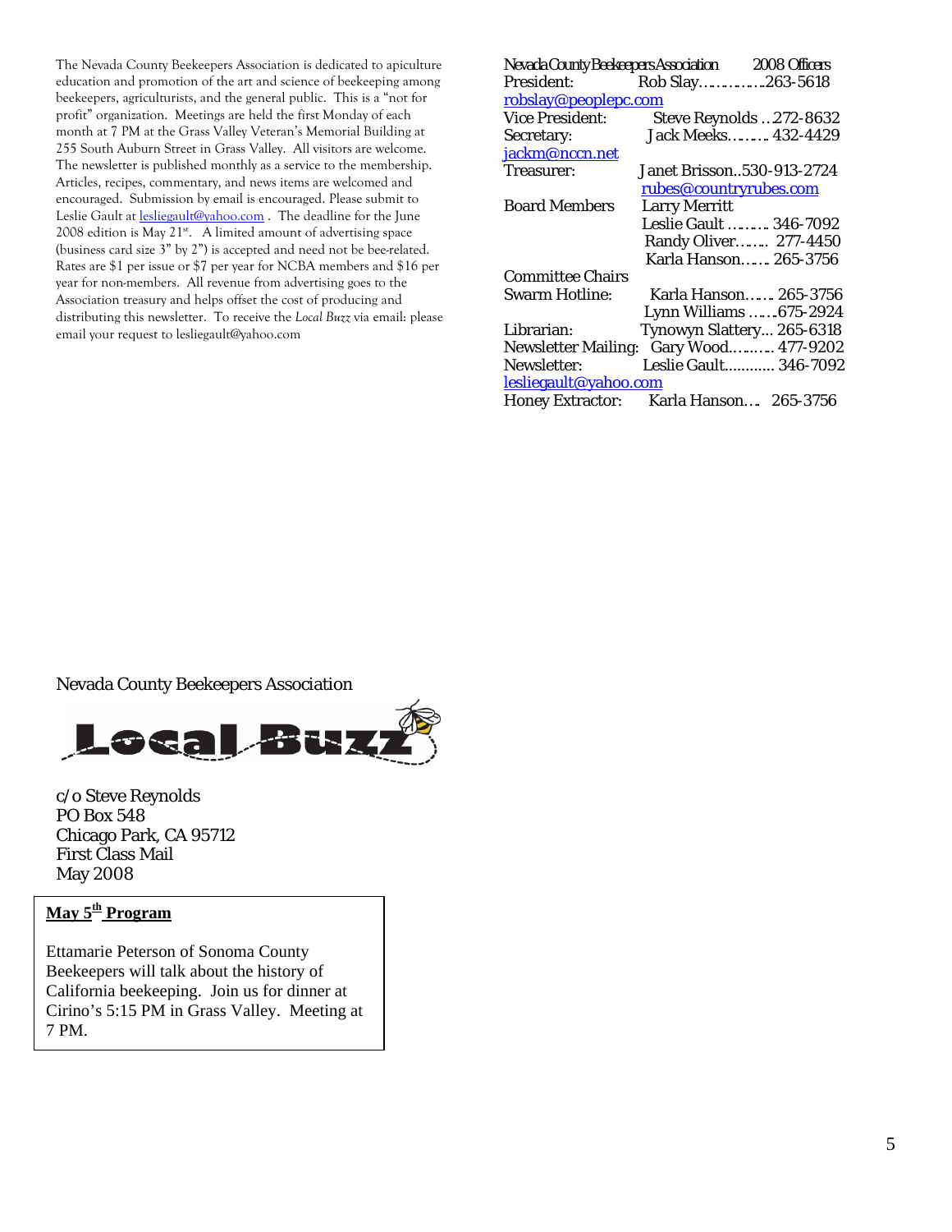The Nevada County Beekeepers Association is dedicated to apiculture education and promotion of the art and science of beekeeping among beekeepers, agriculturists, and the general public. This is a "not for profit" organization. Meetings are held the first Monday of each month at 7 PM at the Grass Valley Veteran's Memorial Building at 255 South Auburn Street in Grass Valley. All visitors are welcome. The newsletter is published monthly as a service to the membership. Articles, recipes, commentary, and news items are welcomed and encouraged. Submission by email is encouraged. Please submit to Leslie Gault at lesliegault@yahoo.com . The deadline for the June 2008 edition is May 21st. A limited amount of advertising space (business card size 3" by 2") is accepted and need not be bee-related. Rates are $1 per issue or $7 per year for NCBA members and $16 per year for non-members. All revenue from advertising goes to the Association treasury and helps offset the cost of producing and distributing this newsletter. To receive the *Local Buzz* via email: please email your request to lesliegault@yahoo.com

**Nevada County Beekeepers Association 2008 Officers**

President: Rob Slay…………..263-5618
robslay@peoplepc.com
Vice President: Steve Reynolds …272-8632
Secretary: Jack Meeks……… 432-4429
jackm@nccn.net
Treasurer: Janet Brisson..530-913-2724
rubes@countryrubes.com
Board Members Larry Merritt
Leslie Gault ……… 346-7092
Randy Oliver……. 277-4450
Karla Hanson…… 265-3756

Committee Chairs
Swarm Hotline: Karla Hanson…… 265-3756
Lynn Williams …….675-2924
Librarian: Tynowyn Slattery… 265-6318
Newsletter Mailing: Gary Wood……… 477-9202
Newsletter: Leslie Gault............ 346-7092
lesliegault@yahoo.com
Honey Extractor: Karla Hanson…. 265-3756

Nevada County Beekeepers Association

Local Buzz

c/o Steve Reynolds
PO Box 548
Chicago Park, CA 95712
First Class Mail
May 2008

**May 5th Program**

Ettamarie Peterson of Sonoma County Beekeepers will talk about the history of California beekeeping. Join us for dinner at Cirino's 5:15 PM in Grass Valley. Meeting at 7 PM.